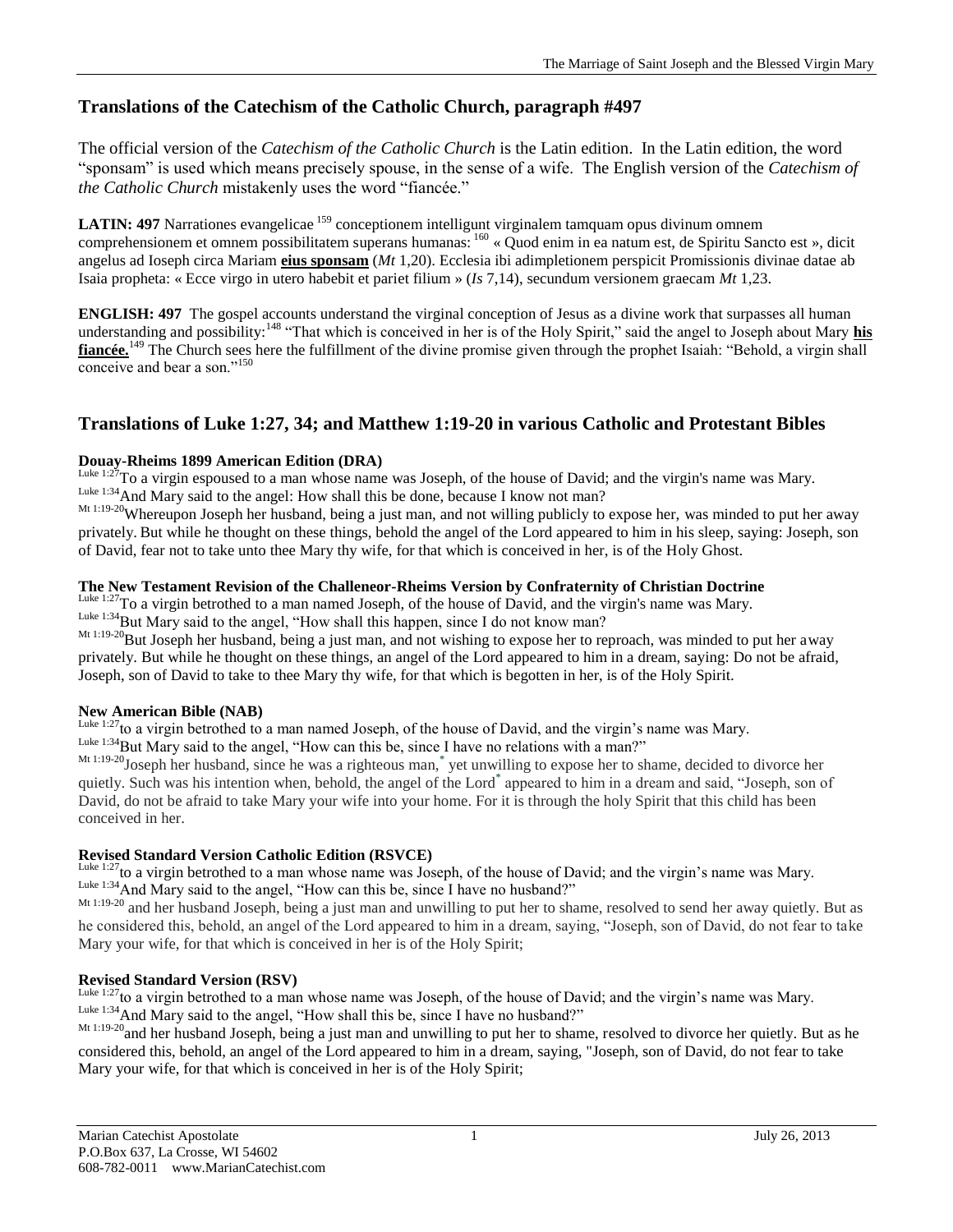## Translations of the Catechism of the Catholic Church, paragraph #497

The official version of the *Catechism of the Catholic Church* is the Latin edition. In the Latin edition, the word "sponsam" is used which means precisely spouse, in the sense of a wife. The English version of the *Catechism of the Catholic Church* mistakenly uses the word "fiancée."

**LATIN: 497** Narrationes evangelicae [159] conceptionem intelligunt virginalem tamquam opus divinum omnem comprehensionem et omnem possibilitatem superans humanas: [160] « Quod enim in ea natum est, de Spiritu Sancto est », dicit angelus ad Ioseph circa Mariam **eius sponsam** (*Mt* 1,20). Ecclesia ibi adimpletionem perspicit Promissionis divinae datae ab Isaia propheta: « Ecce virgo in utero habebit et pariet filium » (*Is* 7,14), secundum versionem graecam *Mt* 1,23.

**ENGLISH: 497** The gospel accounts understand the virginal conception of Jesus as a divine work that surpasses all human understanding and possibility:[148] "That which is conceived in her is of the Holy Spirit," said the angel to Joseph about Mary **his fiancée.**[149] The Church sees here the fulfillment of the divine promise given through the prophet Isaiah: "Behold, a virgin shall conceive and bear a son."[150]

## Translations of Luke 1:27, 34; and Matthew 1:19-20 in various Catholic and Protestant Bibles

**Douay-Rheims 1899 American Edition (DRA)**

Luke 1:27 To a virgin espoused to a man whose name was Joseph, of the house of David; and the virgin's name was Mary.
Luke 1:34 And Mary said to the angel: How shall this be done, because I know not man?
Mt 1:19-20 Whereupon Joseph her husband, being a just man, and not willing publicly to expose her, was minded to put her away privately. But while he thought on these things, behold the angel of the Lord appeared to him in his sleep, saying: Joseph, son of David, fear not to take unto thee Mary thy wife, for that which is conceived in her, is of the Holy Ghost.

**The New Testament Revision of the Challeneor-Rheims Version by Confraternity of Christian Doctrine**

Luke 1:27 To a virgin betrothed to a man named Joseph, of the house of David, and the virgin's name was Mary.
Luke 1:34 But Mary said to the angel, "How shall this happen, since I do not know man?
Mt 1:19-20 But Joseph her husband, being a just man, and not wishing to expose her to reproach, was minded to put her away privately. But while he thought on these things, an angel of the Lord appeared to him in a dream, saying: Do not be afraid, Joseph, son of David to take to thee Mary thy wife, for that which is begotten in her, is of the Holy Spirit.

**New American Bible (NAB)**

Luke 1:27 to a virgin betrothed to a man named Joseph, of the house of David, and the virgin's name was Mary.
Luke 1:34 But Mary said to the angel, "How can this be, since I have no relations with a man?"
Mt 1:19-20 Joseph her husband, since he was a righteous man,* yet unwilling to expose her to shame, decided to divorce her quietly. Such was his intention when, behold, the angel of the Lord* appeared to him in a dream and said, "Joseph, son of David, do not be afraid to take Mary your wife into your home. For it is through the holy Spirit that this child has been conceived in her.

**Revised Standard Version Catholic Edition (RSVCE)**

Luke 1:27 to a virgin betrothed to a man whose name was Joseph, of the house of David; and the virgin's name was Mary.
Luke 1:34 And Mary said to the angel, "How can this be, since I have no husband?"
Mt 1:19-20 and her husband Joseph, being a just man and unwilling to put her to shame, resolved to send her away quietly. But as he considered this, behold, an angel of the Lord appeared to him in a dream, saying, "Joseph, son of David, do not fear to take Mary your wife, for that which is conceived in her is of the Holy Spirit;

**Revised Standard Version (RSV)**

Luke 1:27 to a virgin betrothed to a man whose name was Joseph, of the house of David; and the virgin's name was Mary.
Luke 1:34 And Mary said to the angel, "How shall this be, since I have no husband?"
Mt 1:19-20 and her husband Joseph, being a just man and unwilling to put her to shame, resolved to divorce her quietly. But as he considered this, behold, an angel of the Lord appeared to him in a dream, saying, "Joseph, son of David, do not fear to take Mary your wife, for that which is conceived in her is of the Holy Spirit;

Marian Catechist Apostolate
P.O.Box 637, La Crosse, WI 54602
608-782-0011 www.MarianCatechist.com
July 26, 2013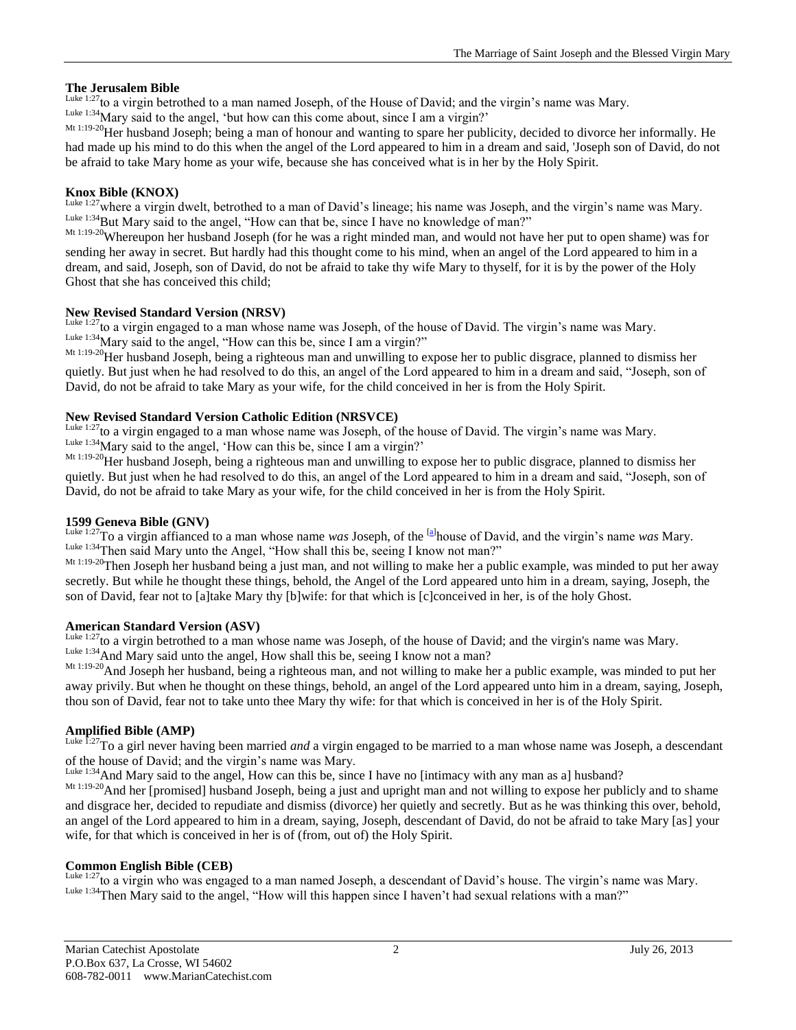**The Jerusalem Bible**

Luke 1:27 to a virgin betrothed to a man named Joseph, of the House of David; and the virgin's name was Mary.

Luke 1:34 Mary said to the angel, 'but how can this come about, since I am a virgin?'

Mt 1:19-20 Her husband Joseph; being a man of honour and wanting to spare her publicity, decided to divorce her informally. He had made up his mind to do this when the angel of the Lord appeared to him in a dream and said, 'Joseph son of David, do not be afraid to take Mary home as your wife, because she has conceived what is in her by the Holy Spirit.

**Knox Bible (KNOX)**

Luke 1:27 where a virgin dwelt, betrothed to a man of David's lineage; his name was Joseph, and the virgin's name was Mary.

Luke 1:34 But Mary said to the angel, "How can that be, since I have no knowledge of man?"

Mt 1:19-20 Whereupon her husband Joseph (for he was a right minded man, and would not have her put to open shame) was for sending her away in secret. But hardly had this thought come to his mind, when an angel of the Lord appeared to him in a dream, and said, Joseph, son of David, do not be afraid to take thy wife Mary to thyself, for it is by the power of the Holy Ghost that she has conceived this child;

**New Revised Standard Version (NRSV)**

Luke 1:27 to a virgin engaged to a man whose name was Joseph, of the house of David. The virgin's name was Mary.

Luke 1:34 Mary said to the angel, "How can this be, since I am a virgin?"

Mt 1:19-20 Her husband Joseph, being a righteous man and unwilling to expose her to public disgrace, planned to dismiss her quietly. But just when he had resolved to do this, an angel of the Lord appeared to him in a dream and said, "Joseph, son of David, do not be afraid to take Mary as your wife, for the child conceived in her is from the Holy Spirit.

**New Revised Standard Version Catholic Edition (NRSVCE)**

Luke 1:27 to a virgin engaged to a man whose name was Joseph, of the house of David. The virgin's name was Mary.

Luke 1:34 Mary said to the angel, 'How can this be, since I am a virgin?'

Mt 1:19-20 Her husband Joseph, being a righteous man and unwilling to expose her to public disgrace, planned to dismiss her quietly. But just when he had resolved to do this, an angel of the Lord appeared to him in a dream and said, "Joseph, son of David, do not be afraid to take Mary as your wife, for the child conceived in her is from the Holy Spirit.

**1599 Geneva Bible (GNV)**

Luke 1:27 To a virgin affianced to a man whose name *was* Joseph, of the [a]house of David, and the virgin's name *was* Mary.

Luke 1:34 Then said Mary unto the Angel, "How shall this be, seeing I know not man?"

Mt 1:19-20 Then Joseph her husband being a just man, and not willing to make her a public example, was minded to put her away secretly. But while he thought these things, behold, the Angel of the Lord appeared unto him in a dream, saying, Joseph, the son of David, fear not to [a]take Mary thy [b]wife: for that which is [c]conceived in her, is of the holy Ghost.

**American Standard Version (ASV)**

Luke 1:27 to a virgin betrothed to a man whose name was Joseph, of the house of David; and the virgin's name was Mary.

Luke 1:34 And Mary said unto the angel, How shall this be, seeing I know not a man?

Mt 1:19-20 And Joseph her husband, being a righteous man, and not willing to make her a public example, was minded to put her away privily. But when he thought on these things, behold, an angel of the Lord appeared unto him in a dream, saying, Joseph, thou son of David, fear not to take unto thee Mary thy wife: for that which is conceived in her is of the Holy Spirit.

**Amplified Bible (AMP)**

Luke 1:27 To a girl never having been married *and* a virgin engaged to be married to a man whose name was Joseph, a descendant of the house of David; and the virgin's name was Mary.

Luke 1:34 And Mary said to the angel, How can this be, since I have no [intimacy with any man as a] husband?

Mt 1:19-20 And her [promised] husband Joseph, being a just and upright man and not willing to expose her publicly and to shame and disgrace her, decided to repudiate and dismiss (divorce) her quietly and secretly. But as he was thinking this over, behold, an angel of the Lord appeared to him in a dream, saying, Joseph, descendant of David, do not be afraid to take Mary [as] your wife, for that which is conceived in her is of (from, out of) the Holy Spirit.

**Common English Bible (CEB)**

Luke 1:27 to a virgin who was engaged to a man named Joseph, a descendant of David's house. The virgin's name was Mary.

Luke 1:34 Then Mary said to the angel, "How will this happen since I haven't had sexual relations with a man?"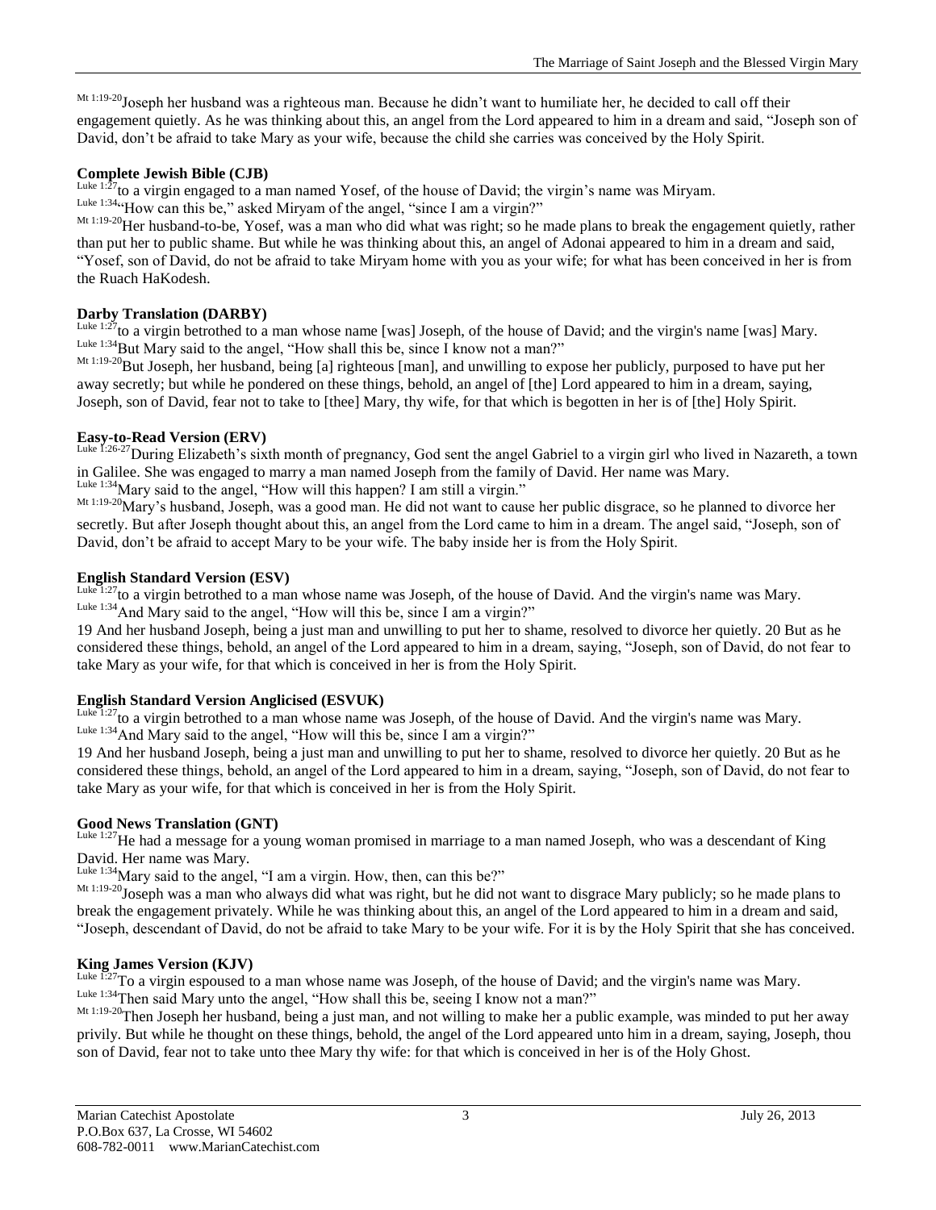[Mt 1:19-20]Joseph her husband was a righteous man. Because he didn't want to humiliate her, he decided to call off their engagement quietly. As he was thinking about this, an angel from the Lord appeared to him in a dream and said, "Joseph son of David, don't be afraid to take Mary as your wife, because the child she carries was conceived by the Holy Spirit.

**Complete Jewish Bible (CJB)**

[Luke 1:27]to a virgin engaged to a man named Yosef, of the house of David; the virgin's name was Miryam.

[Luke 1:34]"How can this be," asked Miryam of the angel, "since I am a virgin?"

[Mt 1:19-20]Her husband-to-be, Yosef, was a man who did what was right; so he made plans to break the engagement quietly, rather than put her to public shame. But while he was thinking about this, an angel of Adonai appeared to him in a dream and said, "Yosef, son of David, do not be afraid to take Miryam home with you as your wife; for what has been conceived in her is from the Ruach HaKodesh.

**Darby Translation (DARBY)**

[Luke 1:27]to a virgin betrothed to a man whose name [was] Joseph, of the house of David; and the virgin's name [was] Mary.

[Luke 1:34]But Mary said to the angel, "How shall this be, since I know not a man?"

[Mt 1:19-20]But Joseph, her husband, being [a] righteous [man], and unwilling to expose her publicly, purposed to have put her away secretly; but while he pondered on these things, behold, an angel of [the] Lord appeared to him in a dream, saying, Joseph, son of David, fear not to take to [thee] Mary, thy wife, for that which is begotten in her is of [the] Holy Spirit.

**Easy-to-Read Version (ERV)**

[Luke 1:26-27]During Elizabeth's sixth month of pregnancy, God sent the angel Gabriel to a virgin girl who lived in Nazareth, a town in Galilee. She was engaged to marry a man named Joseph from the family of David. Her name was Mary.

[Luke 1:34]Mary said to the angel, "How will this happen? I am still a virgin."

[Mt 1:19-20]Mary's husband, Joseph, was a good man. He did not want to cause her public disgrace, so he planned to divorce her secretly. But after Joseph thought about this, an angel from the Lord came to him in a dream. The angel said, "Joseph, son of David, don't be afraid to accept Mary to be your wife. The baby inside her is from the Holy Spirit.

**English Standard Version (ESV)**

[Luke 1:27]to a virgin betrothed to a man whose name was Joseph, of the house of David. And the virgin's name was Mary.

[Luke 1:34]And Mary said to the angel, "How will this be, since I am a virgin?"

19 And her husband Joseph, being a just man and unwilling to put her to shame, resolved to divorce her quietly. 20 But as he considered these things, behold, an angel of the Lord appeared to him in a dream, saying, "Joseph, son of David, do not fear to take Mary as your wife, for that which is conceived in her is from the Holy Spirit.

**English Standard Version Anglicised (ESVUK)**

[Luke 1:27]to a virgin betrothed to a man whose name was Joseph, of the house of David. And the virgin's name was Mary.

[Luke 1:34]And Mary said to the angel, "How will this be, since I am a virgin?"

19 And her husband Joseph, being a just man and unwilling to put her to shame, resolved to divorce her quietly. 20 But as he considered these things, behold, an angel of the Lord appeared to him in a dream, saying, "Joseph, son of David, do not fear to take Mary as your wife, for that which is conceived in her is from the Holy Spirit.

**Good News Translation (GNT)**

[Luke 1:27]He had a message for a young woman promised in marriage to a man named Joseph, who was a descendant of King David. Her name was Mary.

[Luke 1:34]Mary said to the angel, "I am a virgin. How, then, can this be?"

[Mt 1:19-20]Joseph was a man who always did what was right, but he did not want to disgrace Mary publicly; so he made plans to break the engagement privately. While he was thinking about this, an angel of the Lord appeared to him in a dream and said, "Joseph, descendant of David, do not be afraid to take Mary to be your wife. For it is by the Holy Spirit that she has conceived.

**King James Version (KJV)**

[Luke 1:27]To a virgin espoused to a man whose name was Joseph, of the house of David; and the virgin's name was Mary.

[Luke 1:34]Then said Mary unto the angel, "How shall this be, seeing I know not a man?"

[Mt 1:19-20]Then Joseph her husband, being a just man, and not willing to make her a public example, was minded to put her away privily. But while he thought on these things, behold, the angel of the Lord appeared unto him in a dream, saying, Joseph, thou son of David, fear not to take unto thee Mary thy wife: for that which is conceived in her is of the Holy Ghost.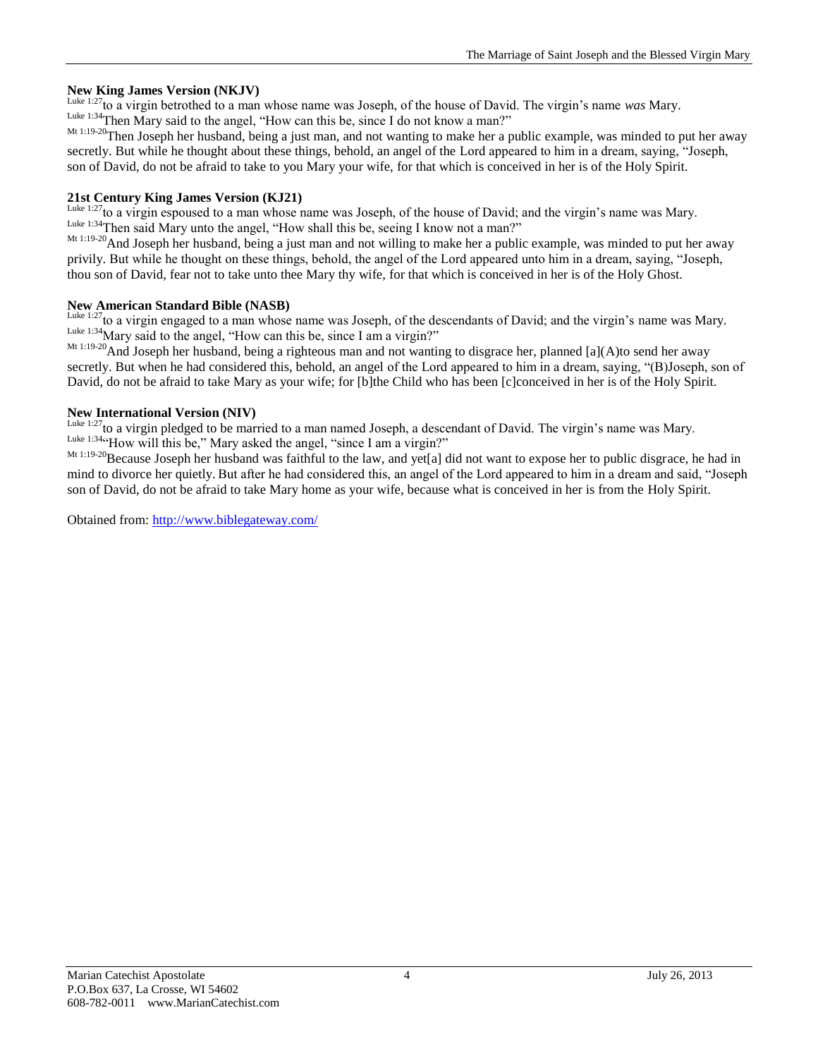## New King James Version (NKJV)

Luke 1:27 to a virgin betrothed to a man whose name was Joseph, of the house of David. The virgin's name *was* Mary.
Luke 1:34 Then Mary said to the angel, "How can this be, since I do not know a man?"
Mt 1:19-20 Then Joseph her husband, being a just man, and not wanting to make her a public example, was minded to put her away secretly. But while he thought about these things, behold, an angel of the Lord appeared to him in a dream, saying, "Joseph, son of David, do not be afraid to take to you Mary your wife, for that which is conceived in her is of the Holy Spirit.

## 21st Century King James Version (KJ21)

Luke 1:27 to a virgin espoused to a man whose name was Joseph, of the house of David; and the virgin's name was Mary.
Luke 1:34 Then said Mary unto the angel, "How shall this be, seeing I know not a man?"
Mt 1:19-20 And Joseph her husband, being a just man and not willing to make her a public example, was minded to put her away privily. But while he thought on these things, behold, the angel of the Lord appeared unto him in a dream, saying, "Joseph, thou son of David, fear not to take unto thee Mary thy wife, for that which is conceived in her is of the Holy Ghost.

## New American Standard Bible (NASB)

Luke 1:27 to a virgin engaged to a man whose name was Joseph, of the descendants of David; and the virgin's name was Mary.
Luke 1:34 Mary said to the angel, "How can this be, since I am a virgin?"
Mt 1:19-20 And Joseph her husband, being a righteous man and not wanting to disgrace her, planned [a](A)to send her away secretly. But when he had considered this, behold, an angel of the Lord appeared to him in a dream, saying, "(B)Joseph, son of David, do not be afraid to take Mary as your wife; for [b]the Child who has been [c]conceived in her is of the Holy Spirit.

## New International Version (NIV)

Luke 1:27 to a virgin pledged to be married to a man named Joseph, a descendant of David. The virgin's name was Mary.
Luke 1:34 "How will this be," Mary asked the angel, "since I am a virgin?"
Mt 1:19-20 Because Joseph her husband was faithful to the law, and yet[a] did not want to expose her to public disgrace, he had in mind to divorce her quietly. But after he had considered this, an angel of the Lord appeared to him in a dream and said, "Joseph son of David, do not be afraid to take Mary home as your wife, because what is conceived in her is from the Holy Spirit.

Obtained from: http://www.biblegateway.com/